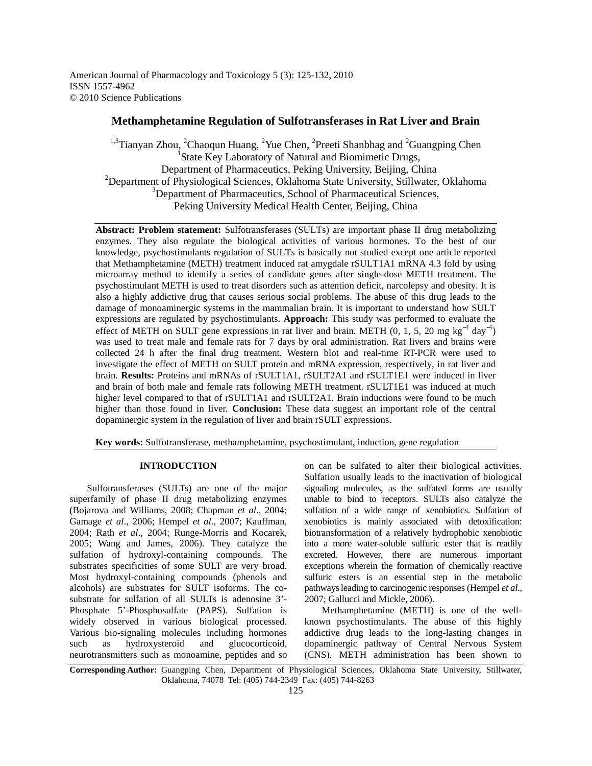American Journal of Pharmacology and Toxicology 5 (3): 125-132, 2010
ISSN 1557-4962
© 2010 Science Publications

# Methamphetamine Regulation of Sulfotransferases in Rat Liver and Brain

[1,3]Tianyan Zhou, [2]Chaoqun Huang, [2]Yue Chen, [2]Preeti Shanbhag and [2]Guangping Chen

[1]State Key Laboratory of Natural and Biomimetic Drugs, Department of Pharmaceutics, Peking University, Beijing, China

[2]Department of Physiological Sciences, Oklahoma State University, Stillwater, Oklahoma

[3]Department of Pharmaceutics, School of Pharmaceutical Sciences, Peking University Medical Health Center, Beijing, China

**Abstract: Problem statement:** Sulfotransferases (SULTs) are important phase II drug metabolizing enzymes. They also regulate the biological activities of various hormones. To the best of our knowledge, psychostimulants regulation of SULTs is basically not studied except one article reported that Methamphetamine (METH) treatment induced rat amygdale rSULT1A1 mRNA 4.3 fold by using microarray method to identify a series of candidate genes after single-dose METH treatment. The psychostimulant METH is used to treat disorders such as attention deficit, narcolepsy and obesity. It is also a highly addictive drug that causes serious social problems. The abuse of this drug leads to the damage of monoaminergic systems in the mammalian brain. It is important to understand how SULT expressions are regulated by psychostimulants. **Approach:** This study was performed to evaluate the effect of METH on SULT gene expressions in rat liver and brain. METH (0, 1, 5, 20 mg $kg^{-1}$ $day^{-1}$) was used to treat male and female rats for 7 days by oral administration. Rat livers and brains were collected 24 h after the final drug treatment. Western blot and real-time RT-PCR were used to investigate the effect of METH on SULT protein and mRNA expression, respectively, in rat liver and brain. **Results:** Proteins and mRNAs of rSULT1A1, rSULT2A1 and rSULT1E1 were induced in liver and brain of both male and female rats following METH treatment. rSULT1E1 was induced at much higher level compared to that of rSULT1A1 and rSULT2A1. Brain inductions were found to be much higher than those found in liver. **Conclusion:** These data suggest an important role of the central dopaminergic system in the regulation of liver and brain rSULT expressions.

**Key words:** Sulfotransferase, methamphetamine, psychostimulant, induction, gene regulation

## INTRODUCTION

Sulfotransferases (SULTs) are one of the major superfamily of phase II drug metabolizing enzymes (Bojarova and Williams, 2008; Chapman *et al*., 2004; Gamage *et al*., 2006; Hempel *et al*., 2007; Kauffman, 2004; Rath *et al*., 2004; Runge-Morris and Kocarek, 2005; Wang and James, 2006). They catalyze the sulfation of hydroxyl-containing compounds. The substrates specificities of some SULT are very broad. Most hydroxyl-containing compounds (phenols and alcohols) are substrates for SULT isoforms. The co-substrate for sulfation of all SULTs is adenosine 3'-Phosphate 5'-Phosphosulfate (PAPS). Sulfation is widely observed in various biological processed. Various bio-signaling molecules including hormones such as hydroxysteroid and glucocorticoid, neurotransmitters such as monoamine, peptides and so on can be sulfated to alter their biological activities. Sulfation usually leads to the inactivation of biological signaling molecules, as the sulfated forms are usually unable to bind to receptors. SULTs also catalyze the sulfation of a wide range of xenobiotics. Sulfation of xenobiotics is mainly associated with detoxification: biotransformation of a relatively hydrophobic xenobiotic into a more water-soluble sulfuric ester that is readily excreted. However, there are numerous important exceptions wherein the formation of chemically reactive sulfuric esters is an essential step in the metabolic pathways leading to carcinogenic responses (Hempel *et al*., 2007; Gallucci and Mickle, 2006).

Methamphetamine (METH) is one of the well-known psychostimulants. The abuse of this highly addictive drug leads to the long-lasting changes in dopaminergic pathway of Central Nervous System (CNS). METH administration has been shown to

**Corresponding Author:** Guangping Chen, Department of Physiological Sciences, Oklahoma State University, Stillwater, Oklahoma, 74078 Tel: (405) 744-2349 Fax: (405) 744-8263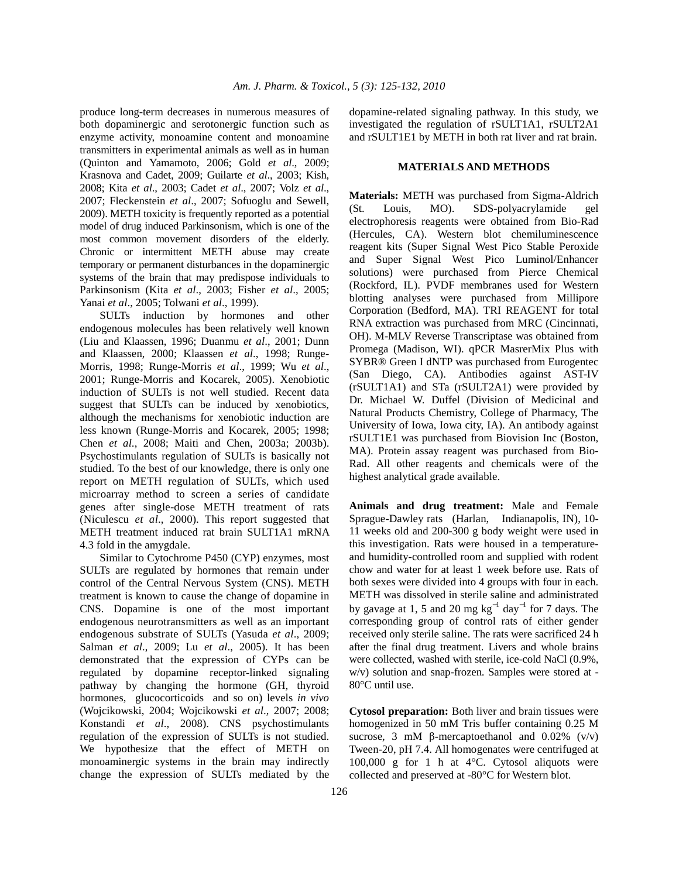produce long-term decreases in numerous measures of both dopaminergic and serotonergic function such as enzyme activity, monoamine content and monoamine transmitters in experimental animals as well as in human (Quinton and Yamamoto, 2006; Gold *et al*., 2009; Krasnova and Cadet, 2009; Guilarte *et al*., 2003; Kish, 2008; Kita *et al*., 2003; Cadet *et al*., 2007; Volz *et al*., 2007; Fleckenstein *et al*., 2007; Sofuoglu and Sewell, 2009). METH toxicity is frequently reported as a potential model of drug induced Parkinsonism, which is one of the most common movement disorders of the elderly. Chronic or intermittent METH abuse may create temporary or permanent disturbances in the dopaminergic systems of the brain that may predispose individuals to Parkinsonism (Kita *et al*., 2003; Fisher *et al*., 2005; Yanai *et al*., 2005; Tolwani *et al*., 1999).

SULTs induction by hormones and other endogenous molecules has been relatively well known (Liu and Klaassen, 1996; Duanmu *et al*., 2001; Dunn and Klaassen, 2000; Klaassen *et al*., 1998; Runge-Morris, 1998; Runge-Morris *et al*., 1999; Wu *et al*., 2001; Runge-Morris and Kocarek, 2005). Xenobiotic induction of SULTs is not well studied. Recent data suggest that SULTs can be induced by xenobiotics, although the mechanisms for xenobiotic induction are less known (Runge-Morris and Kocarek, 2005; 1998; Chen *et al*., 2008; Maiti and Chen, 2003a; 2003b). Psychostimulants regulation of SULTs is basically not studied. To the best of our knowledge, there is only one report on METH regulation of SULTs, which used microarray method to screen a series of candidate genes after single-dose METH treatment of rats (Niculescu *et al*., 2000). This report suggested that METH treatment induced rat brain SULT1A1 mRNA 4.3 fold in the amygdale.

Similar to Cytochrome P450 (CYP) enzymes, most SULTs are regulated by hormones that remain under control of the Central Nervous System (CNS). METH treatment is known to cause the change of dopamine in CNS. Dopamine is one of the most important endogenous neurotransmitters as well as an important endogenous substrate of SULTs (Yasuda *et al*., 2009; Salman *et al*., 2009; Lu *et al*., 2005). It has been demonstrated that the expression of CYPs can be regulated by dopamine receptor-linked signaling pathway by changing the hormone (GH, thyroid hormones, glucocorticoids and so on) levels *in vivo* (Wojcikowski, 2004; Wojcikowski *et al*., 2007; 2008; Konstandi *et al*., 2008). CNS psychostimulants regulation of the expression of SULTs is not studied. We hypothesize that the effect of METH on monoaminergic systems in the brain may indirectly change the expression of SULTs mediated by the dopamine-related signaling pathway. In this study, we investigated the regulation of rSULT1A1, rSULT2A1 and rSULT1E1 by METH in both rat liver and rat brain.

## MATERIALS AND METHODS

**Materials:** METH was purchased from Sigma-Aldrich (St. Louis, MO). SDS-polyacrylamide gel electrophoresis reagents were obtained from Bio-Rad (Hercules, CA). Western blot chemiluminescence reagent kits (Super Signal West Pico Stable Peroxide and Super Signal West Pico Luminol/Enhancer solutions) were purchased from Pierce Chemical (Rockford, IL). PVDF membranes used for Western blotting analyses were purchased from Millipore Corporation (Bedford, MA). TRI REAGENT for total RNA extraction was purchased from MRC (Cincinnati, OH). M-MLV Reverse Transcriptase was obtained from Promega (Madison, WI). qPCR MasrerMix Plus with SYBR® Green I dNTP was purchased from Eurogentec (San Diego, CA). Antibodies against AST-IV (rSULT1A1) and STa (rSULT2A1) were provided by Dr. Michael W. Duffel (Division of Medicinal and Natural Products Chemistry, College of Pharmacy, The University of Iowa, Iowa city, IA). An antibody against rSULT1E1 was purchased from Biovision Inc (Boston, MA). Protein assay reagent was purchased from Bio-Rad. All other reagents and chemicals were of the highest analytical grade available.

**Animals and drug treatment:** Male and Female Sprague-Dawley rats (Harlan, Indianapolis, IN), 10-11 weeks old and 200-300 g body weight were used in this investigation. Rats were housed in a temperature- and humidity-controlled room and supplied with rodent chow and water for at least 1 week before use. Rats of both sexes were divided into 4 groups with four in each. METH was dissolved in sterile saline and administrated by gavage at 1, 5 and 20 mg $kg^{-1}$ $day^{-1}$ for 7 days. The corresponding group of control rats of either gender received only sterile saline. The rats were sacrificed 24 h after the final drug treatment. Livers and whole brains were collected, washed with sterile, ice-cold NaCl (0.9%, w/v) solution and snap-frozen. Samples were stored at -80°C until use.

**Cytosol preparation:** Both liver and brain tissues were homogenized in 50 mM Tris buffer containing 0.25 M sucrose, 3 mM β-mercaptoethanol and 0.02% (v/v) Tween-20, pH 7.4. All homogenates were centrifuged at 100,000 g for 1 h at 4°C. Cytosol aliquots were collected and preserved at -80°C for Western blot.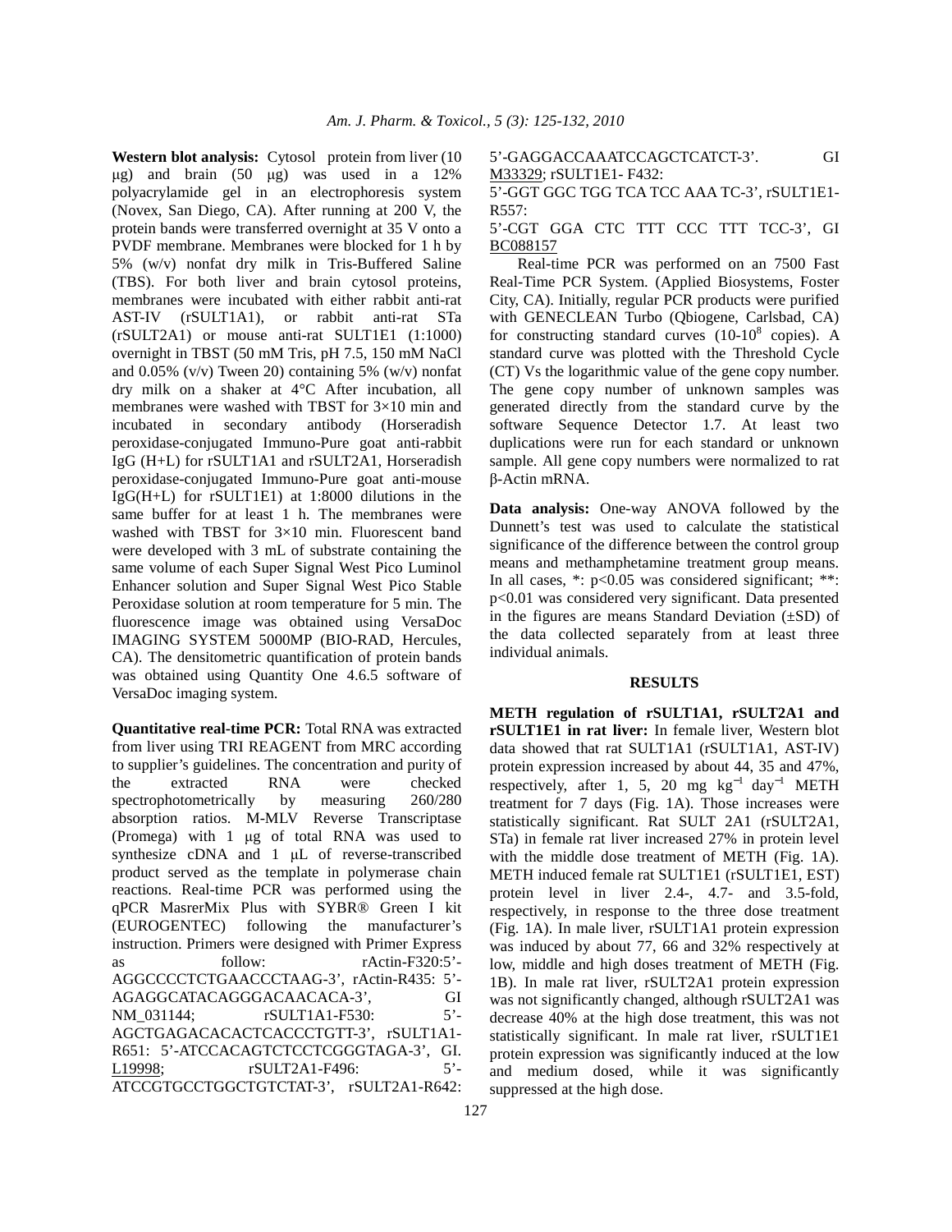**Western blot analysis:** Cytosol protein from liver (10 μg) and brain (50 μg) was used in a 12% polyacrylamide gel in an electrophoresis system (Novex, San Diego, CA). After running at 200 V, the protein bands were transferred overnight at 35 V onto a PVDF membrane. Membranes were blocked for 1 h by 5% (w/v) nonfat dry milk in Tris-Buffered Saline (TBS). For both liver and brain cytosol proteins, membranes were incubated with either rabbit anti-rat AST-IV (rSULT1A1), or rabbit anti-rat STa (rSULT2A1) or mouse anti-rat SULT1E1 (1:1000) overnight in TBST (50 mM Tris, pH 7.5, 150 mM NaCl and 0.05% (v/v) Tween 20) containing 5% (w/v) nonfat dry milk on a shaker at 4°C After incubation, all membranes were washed with TBST for 3×10 min and incubated in secondary antibody (Horseradish peroxidase-conjugated Immuno-Pure goat anti-rabbit IgG (H+L) for rSULT1A1 and rSULT2A1, Horseradish peroxidase-conjugated Immuno-Pure goat anti-mouse IgG(H+L) for rSULT1E1) at 1:8000 dilutions in the same buffer for at least 1 h. The membranes were washed with TBST for 3×10 min. Fluorescent band were developed with 3 mL of substrate containing the same volume of each Super Signal West Pico Luminol Enhancer solution and Super Signal West Pico Stable Peroxidase solution at room temperature for 5 min. The fluorescence image was obtained using VersaDoc IMAGING SYSTEM 5000MP (BIO-RAD, Hercules, CA). The densitometric quantification of protein bands was obtained using Quantity One 4.6.5 software of VersaDoc imaging system.

**Quantitative real-time PCR:** Total RNA was extracted from liver using TRI REAGENT from MRC according to supplier's guidelines. The concentration and purity of the extracted RNA were checked spectrophotometrically by measuring 260/280 absorption ratios. M-MLV Reverse Transcriptase (Promega) with 1 μg of total RNA was used to synthesize cDNA and 1 μL of reverse-transcribed product served as the template in polymerase chain reactions. Real-time PCR was performed using the qPCR MasrerMix Plus with SYBR® Green I kit (EUROGENTEC) following the manufacturer's instruction. Primers were designed with Primer Express as follow: rActin-F320:5'-AGGCCCCTCTGAACCCTAAG-3', rActin-R435: 5'-AGAGGCATACAGGGACAACACA-3', GI NM_031144; rSULT1A1-F530: 5'-AGCTGAGACACACTCACCCTGTT-3', rSULT1A1-R651: 5'-ATCCACAGTCTCCTCGGGTAGA-3', GI. L19998; rSULT2A1-F496: 5'-ATCCGTGCCTGGCTGTCTAT-3', rSULT2A1-R642: 5'-GAGGACCAAATCCAGCTCATCT-3'. GI M33329; rSULT1E1- F432: 5'-GGT GGC TGG TCA TCC AAA TC-3', rSULT1E1-R557: 5'-CGT GGA CTC TTT CCC TTT TCC-3', GI BC088157

Real-time PCR was performed on an 7500 Fast Real-Time PCR System. (Applied Biosystems, Foster City, CA). Initially, regular PCR products were purified with GENECLEAN Turbo (Qbiogene, Carlsbad, CA) for constructing standard curves ($10$-$10^8$ copies). A standard curve was plotted with the Threshold Cycle (CT) Vs the logarithmic value of the gene copy number. The gene copy number of unknown samples was generated directly from the standard curve by the software Sequence Detector 1.7. At least two duplications were run for each standard or unknown sample. All gene copy numbers were normalized to rat β-Actin mRNA.

**Data analysis:** One-way ANOVA followed by the Dunnett's test was used to calculate the statistical significance of the difference between the control group means and methamphetamine treatment group means. In all cases, *: $p<0.05$ was considered significant; **: $p<0.01$ was considered very significant. Data presented in the figures are means Standard Deviation (±SD) of the data collected separately from at least three individual animals.

## RESULTS

**METH regulation of rSULT1A1, rSULT2A1 and rSULT1E1 in rat liver:** In female liver, Western blot data showed that rat SULT1A1 (rSULT1A1, AST-IV) protein expression increased by about 44, 35 and 47%, respectively, after 1, 5, 20 mg $kg^{-1}$ $day^{-1}$ METH treatment for 7 days (Fig. 1A). Those increases were statistically significant. Rat SULT 2A1 (rSULT2A1, STa) in female rat liver increased 27% in protein level with the middle dose treatment of METH (Fig. 1A). METH induced female rat SULT1E1 (rSULT1E1, EST) protein level in liver 2.4-, 4.7- and 3.5-fold, respectively, in response to the three dose treatment (Fig. 1A). In male liver, rSULT1A1 protein expression was induced by about 77, 66 and 32% respectively at low, middle and high doses treatment of METH (Fig. 1B). In male rat liver, rSULT2A1 protein expression was not significantly changed, although rSULT2A1 was decrease 40% at the high dose treatment, this was not statistically significant. In male rat liver, rSULT1E1 protein expression was significantly induced at the low and medium dosed, while it was significantly suppressed at the high dose.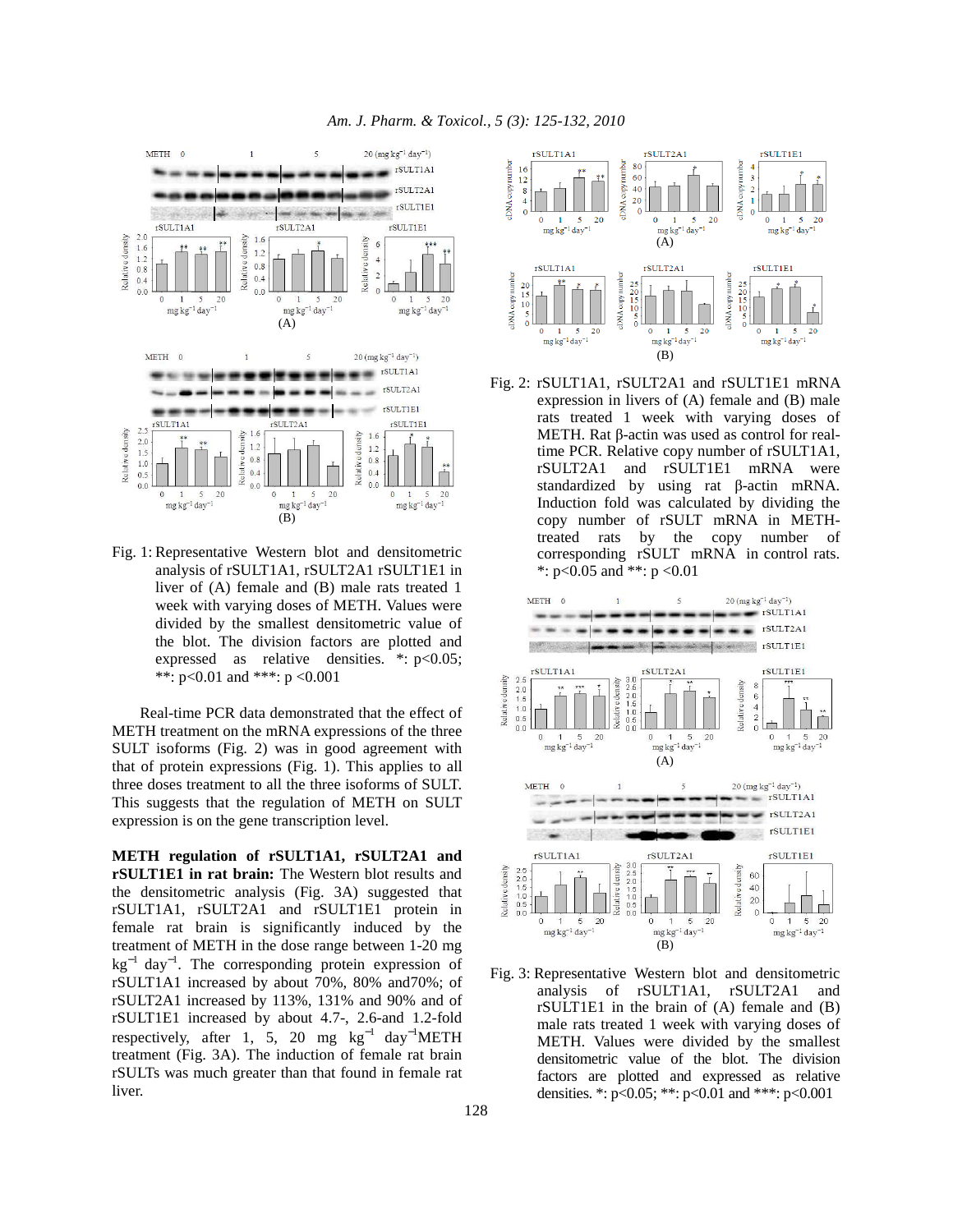Fig. 1: Representative Western blot and densitometric analysis of rSULT1A1, rSULT2A1 rSULT1E1 in liver of (A) female and (B) male rats treated 1 week with varying doses of METH. Values were divided by the smallest densitometric value of the blot. The division factors are plotted and expressed as relative densities. *: p<0.05; **: p<0.01 and ***: p <0.001

Real-time PCR data demonstrated that the effect of METH treatment on the mRNA expressions of the three SULT isoforms (Fig. 2) was in good agreement with that of protein expressions (Fig. 1). This applies to all three doses treatment to all the three isoforms of SULT. This suggests that the regulation of METH on SULT expression is on the gene transcription level.

**METH regulation of rSULT1A1, rSULT2A1 and rSULT1E1 in rat brain:** The Western blot results and the densitometric analysis (Fig. 3A) suggested that rSULT1A1, rSULT2A1 and rSULT1E1 protein in female rat brain is significantly induced by the treatment of METH in the dose range between 1-20 mg $kg^{-1}$ $day^{-1}$. The corresponding protein expression of rSULT1A1 increased by about 70%, 80% and70%; of rSULT2A1 increased by 113%, 131% and 90% and of rSULT1E1 increased by about 4.7-, 2.6-and 1.2-fold respectively, after 1, 5, 20 mg $kg^{-1}$ $day^{-1}$METH treatment (Fig. 3A). The induction of female rat brain rSULTs was much greater than that found in female rat liver.

Fig. 2: rSULT1A1, rSULT2A1 and rSULT1E1 mRNA expression in livers of (A) female and (B) male rats treated 1 week with varying doses of METH. Rat β-actin was used as control for real-time PCR. Relative copy number of rSULT1A1, rSULT2A1 and rSULT1E1 mRNA were standardized by using rat β-actin mRNA. Induction fold was calculated by dividing the copy number of rSULT mRNA in METH-treated rats by the copy number of corresponding rSULT mRNA in control rats. *: p<0.05 and **: p <0.01

Fig. 3: Representative Western blot and densitometric analysis of rSULT1A1, rSULT2A1 and rSULT1E1 in the brain of (A) female and (B) male rats treated 1 week with varying doses of METH. Values were divided by the smallest densitometric value of the blot. The division factors are plotted and expressed as relative densities. *: p<0.05; **: p<0.01 and ***: p<0.001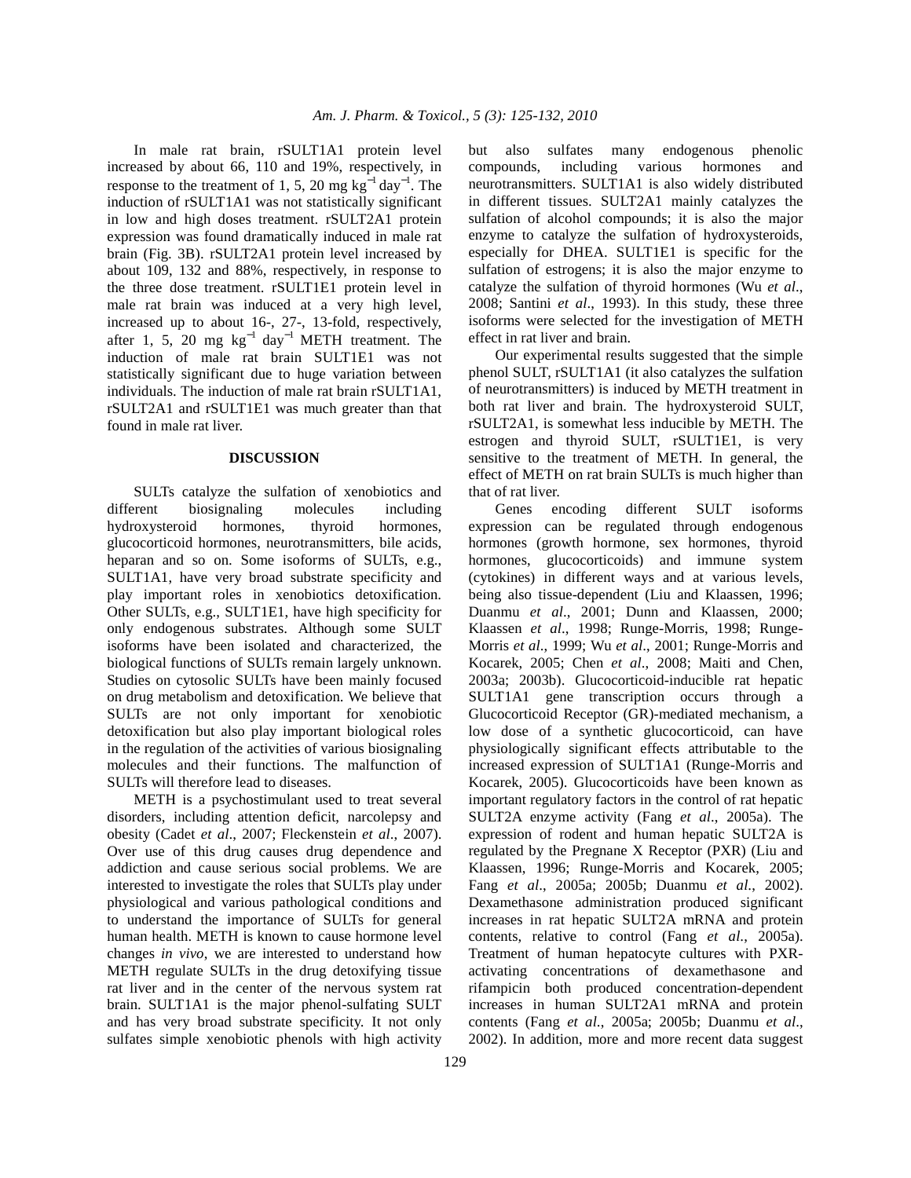In male rat brain, rSULT1A1 protein level increased by about 66, 110 and 19%, respectively, in response to the treatment of 1, 5, 20 mg $kg^{-1}$ $day^{-1}$. The induction of rSULT1A1 was not statistically significant in low and high doses treatment. rSULT2A1 protein expression was found dramatically induced in male rat brain (Fig. 3B). rSULT2A1 protein level increased by about 109, 132 and 88%, respectively, in response to the three dose treatment. rSULT1E1 protein level in male rat brain was induced at a very high level, increased up to about 16-, 27-, 13-fold, respectively, after 1, 5, 20 mg $kg^{-1}$ $day^{-1}$ METH treatment. The induction of male rat brain SULT1E1 was not statistically significant due to huge variation between individuals. The induction of male rat brain rSULT1A1, rSULT2A1 and rSULT1E1 was much greater than that found in male rat liver.

## DISCUSSION

SULTs catalyze the sulfation of xenobiotics and different biosignaling molecules including hydroxysteroid hormones, thyroid hormones, glucocorticoid hormones, neurotransmitters, bile acids, heparan and so on. Some isoforms of SULTs, e.g., SULT1A1, have very broad substrate specificity and play important roles in xenobiotics detoxification. Other SULTs, e.g., SULT1E1, have high specificity for only endogenous substrates. Although some SULT isoforms have been isolated and characterized, the biological functions of SULTs remain largely unknown. Studies on cytosolic SULTs have been mainly focused on drug metabolism and detoxification. We believe that SULTs are not only important for xenobiotic detoxification but also play important biological roles in the regulation of the activities of various biosignaling molecules and their functions. The malfunction of SULTs will therefore lead to diseases.

METH is a psychostimulant used to treat several disorders, including attention deficit, narcolepsy and obesity (Cadet *et al*., 2007; Fleckenstein *et al*., 2007). Over use of this drug causes drug dependence and addiction and cause serious social problems. We are interested to investigate the roles that SULTs play under physiological and various pathological conditions and to understand the importance of SULTs for general human health. METH is known to cause hormone level changes *in vivo*, we are interested to understand how METH regulate SULTs in the drug detoxifying tissue rat liver and in the center of the nervous system rat brain. SULT1A1 is the major phenol-sulfating SULT and has very broad substrate specificity. It not only sulfates simple xenobiotic phenols with high activity but also sulfates many endogenous phenolic compounds, including various hormones and neurotransmitters. SULT1A1 is also widely distributed in different tissues. SULT2A1 mainly catalyzes the sulfation of alcohol compounds; it is also the major enzyme to catalyze the sulfation of hydroxysteroids, especially for DHEA. SULT1E1 is specific for the sulfation of estrogens; it is also the major enzyme to catalyze the sulfation of thyroid hormones (Wu *et al*., 2008; Santini *et al*., 1993). In this study, these three isoforms were selected for the investigation of METH effect in rat liver and brain.

Our experimental results suggested that the simple phenol SULT, rSULT1A1 (it also catalyzes the sulfation of neurotransmitters) is induced by METH treatment in both rat liver and brain. The hydroxysteroid SULT, rSULT2A1, is somewhat less inducible by METH. The estrogen and thyroid SULT, rSULT1E1, is very sensitive to the treatment of METH. In general, the effect of METH on rat brain SULTs is much higher than that of rat liver.

Genes encoding different SULT isoforms expression can be regulated through endogenous hormones (growth hormone, sex hormones, thyroid hormones, glucocorticoids) and immune system (cytokines) in different ways and at various levels, being also tissue-dependent (Liu and Klaassen, 1996; Duanmu *et al*., 2001; Dunn and Klaassen, 2000; Klaassen *et al*., 1998; Runge-Morris, 1998; Runge-Morris *et al*., 1999; Wu *et al*., 2001; Runge-Morris and Kocarek, 2005; Chen *et al*., 2008; Maiti and Chen, 2003a; 2003b). Glucocorticoid-inducible rat hepatic SULT1A1 gene transcription occurs through a Glucocorticoid Receptor (GR)-mediated mechanism, a low dose of a synthetic glucocorticoid, can have physiologically significant effects attributable to the increased expression of SULT1A1 (Runge-Morris and Kocarek, 2005). Glucocorticoids have been known as important regulatory factors in the control of rat hepatic SULT2A enzyme activity (Fang *et al*., 2005a). The expression of rodent and human hepatic SULT2A is regulated by the Pregnane X Receptor (PXR) (Liu and Klaassen, 1996; Runge-Morris and Kocarek, 2005; Fang *et al*., 2005a; 2005b; Duanmu *et al*., 2002). Dexamethasone administration produced significant increases in rat hepatic SULT2A mRNA and protein contents, relative to control (Fang *et al*., 2005a). Treatment of human hepatocyte cultures with PXR-activating concentrations of dexamethasone and rifampicin both produced concentration-dependent increases in human SULT2A1 mRNA and protein contents (Fang *et al*., 2005a; 2005b; Duanmu *et al*., 2002). In addition, more and more recent data suggest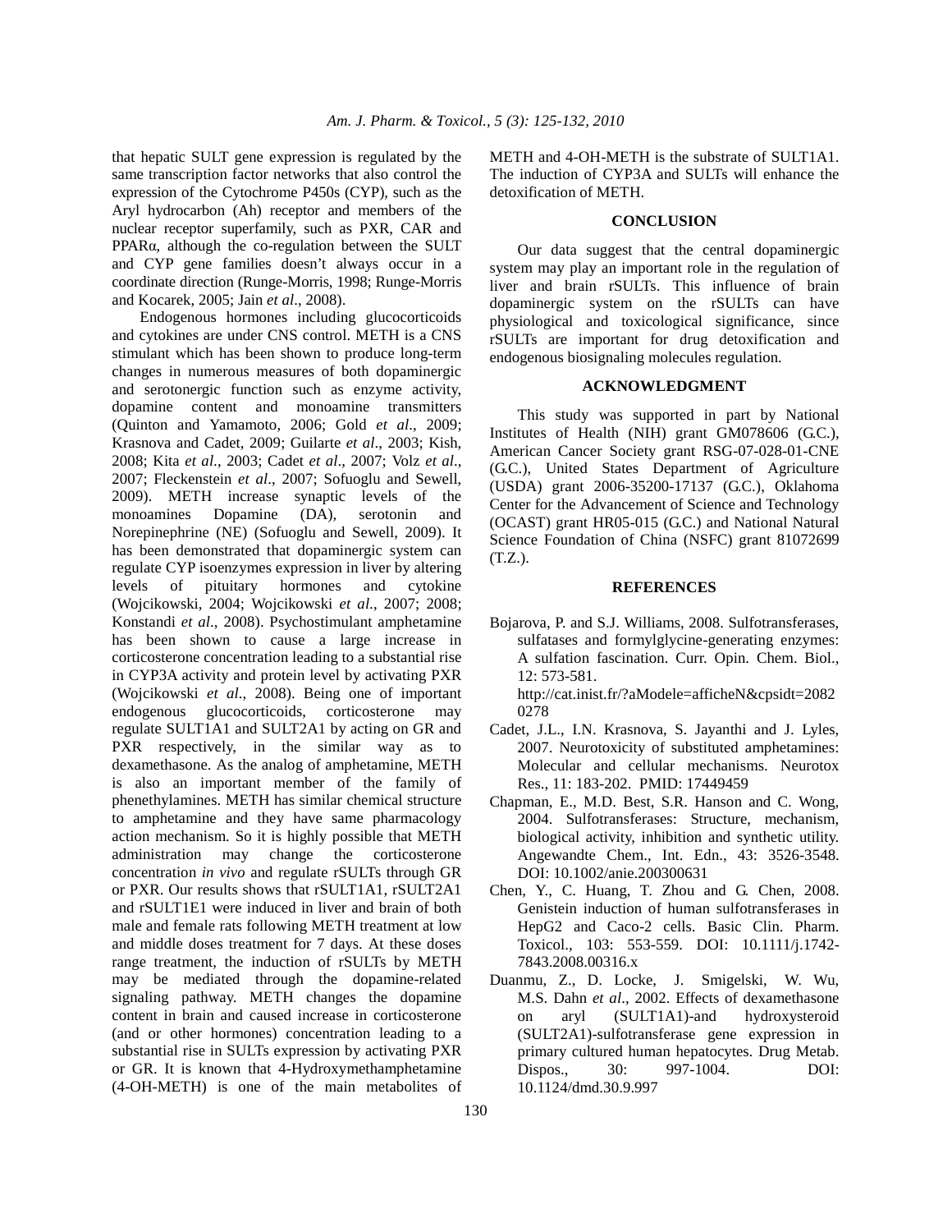that hepatic SULT gene expression is regulated by the same transcription factor networks that also control the expression of the Cytochrome P450s (CYP), such as the Aryl hydrocarbon (Ah) receptor and members of the nuclear receptor superfamily, such as PXR, CAR and PPARα, although the co-regulation between the SULT and CYP gene families doesn't always occur in a coordinate direction (Runge-Morris, 1998; Runge-Morris and Kocarek, 2005; Jain *et al*., 2008).

Endogenous hormones including glucocorticoids and cytokines are under CNS control. METH is a CNS stimulant which has been shown to produce long-term changes in numerous measures of both dopaminergic and serotonergic function such as enzyme activity, dopamine content and monoamine transmitters (Quinton and Yamamoto, 2006; Gold *et al*., 2009; Krasnova and Cadet, 2009; Guilarte *et al*., 2003; Kish, 2008; Kita *et al*., 2003; Cadet *et al*., 2007; Volz *et al*., 2007; Fleckenstein *et al*., 2007; Sofuoglu and Sewell, 2009). METH increase synaptic levels of the monoamines Dopamine (DA), serotonin and Norepinephrine (NE) (Sofuoglu and Sewell, 2009). It has been demonstrated that dopaminergic system can regulate CYP isoenzymes expression in liver by altering levels of pituitary hormones and cytokine (Wojcikowski, 2004; Wojcikowski *et al*., 2007; 2008; Konstandi *et al*., 2008). Psychostimulant amphetamine has been shown to cause a large increase in corticosterone concentration leading to a substantial rise in CYP3A activity and protein level by activating PXR (Wojcikowski *et al*., 2008). Being one of important endogenous glucocorticoids, corticosterone may regulate SULT1A1 and SULT2A1 by acting on GR and PXR respectively, in the similar way as to dexamethasone. As the analog of amphetamine, METH is also an important member of the family of phenethylamines. METH has similar chemical structure to amphetamine and they have same pharmacology action mechanism. So it is highly possible that METH administration may change the corticosterone concentration *in vivo* and regulate rSULTs through GR or PXR. Our results shows that rSULT1A1, rSULT2A1 and rSULT1E1 were induced in liver and brain of both male and female rats following METH treatment at low and middle doses treatment for 7 days. At these doses range treatment, the induction of rSULTs by METH may be mediated through the dopamine-related signaling pathway. METH changes the dopamine content in brain and caused increase in corticosterone (and or other hormones) concentration leading to a substantial rise in SULTs expression by activating PXR or GR. It is known that 4-Hydroxymethamphetamine (4-OH-METH) is one of the main metabolites of METH and 4-OH-METH is the substrate of SULT1A1. The induction of CYP3A and SULTs will enhance the detoxification of METH.

## CONCLUSION

Our data suggest that the central dopaminergic system may play an important role in the regulation of liver and brain rSULTs. This influence of brain dopaminergic system on the rSULTs can have physiological and toxicological significance, since rSULTs are important for drug detoxification and endogenous biosignaling molecules regulation.

## ACKNOWLEDGMENT

This study was supported in part by National Institutes of Health (NIH) grant GM078606 (G.C.), American Cancer Society grant RSG-07-028-01-CNE (G.C.), United States Department of Agriculture (USDA) grant 2006-35200-17137 (G.C.), Oklahoma Center for the Advancement of Science and Technology (OCAST) grant HR05-015 (G.C.) and National Natural Science Foundation of China (NSFC) grant 81072699 (T.Z.).

## REFERENCES

Bojarova, P. and S.J. Williams, 2008. Sulfotransferases, sulfatases and formylglycine-generating enzymes: A sulfation fascination. Curr. Opin. Chem. Biol., 12: 573-581. http://cat.inist.fr/?aModele=afficheN&cpsidt=20820278

Cadet, J.L., I.N. Krasnova, S. Jayanthi and J. Lyles, 2007. Neurotoxicity of substituted amphetamines: Molecular and cellular mechanisms. Neurotox Res., 11: 183-202. PMID: 17449459

Chapman, E., M.D. Best, S.R. Hanson and C. Wong, 2004. Sulfotransferases: Structure, mechanism, biological activity, inhibition and synthetic utility. Angewandte Chem., Int. Edn., 43: 3526-3548. DOI: 10.1002/anie.200300631

Chen, Y., C. Huang, T. Zhou and G. Chen, 2008. Genistein induction of human sulfotransferases in HepG2 and Caco-2 cells. Basic Clin. Pharm. Toxicol., 103: 553-559. DOI: 10.1111/j.1742-7843.2008.00316.x

Duanmu, Z., D. Locke, J. Smigelski, W. Wu, M.S. Dahn *et al*., 2002. Effects of dexamethasone on aryl (SULT1A1)-and hydroxysteroid (SULT2A1)-sulfotransferase gene expression in primary cultured human hepatocytes. Drug Metab. Dispos., 30: 997-1004. DOI: 10.1124/dmd.30.9.997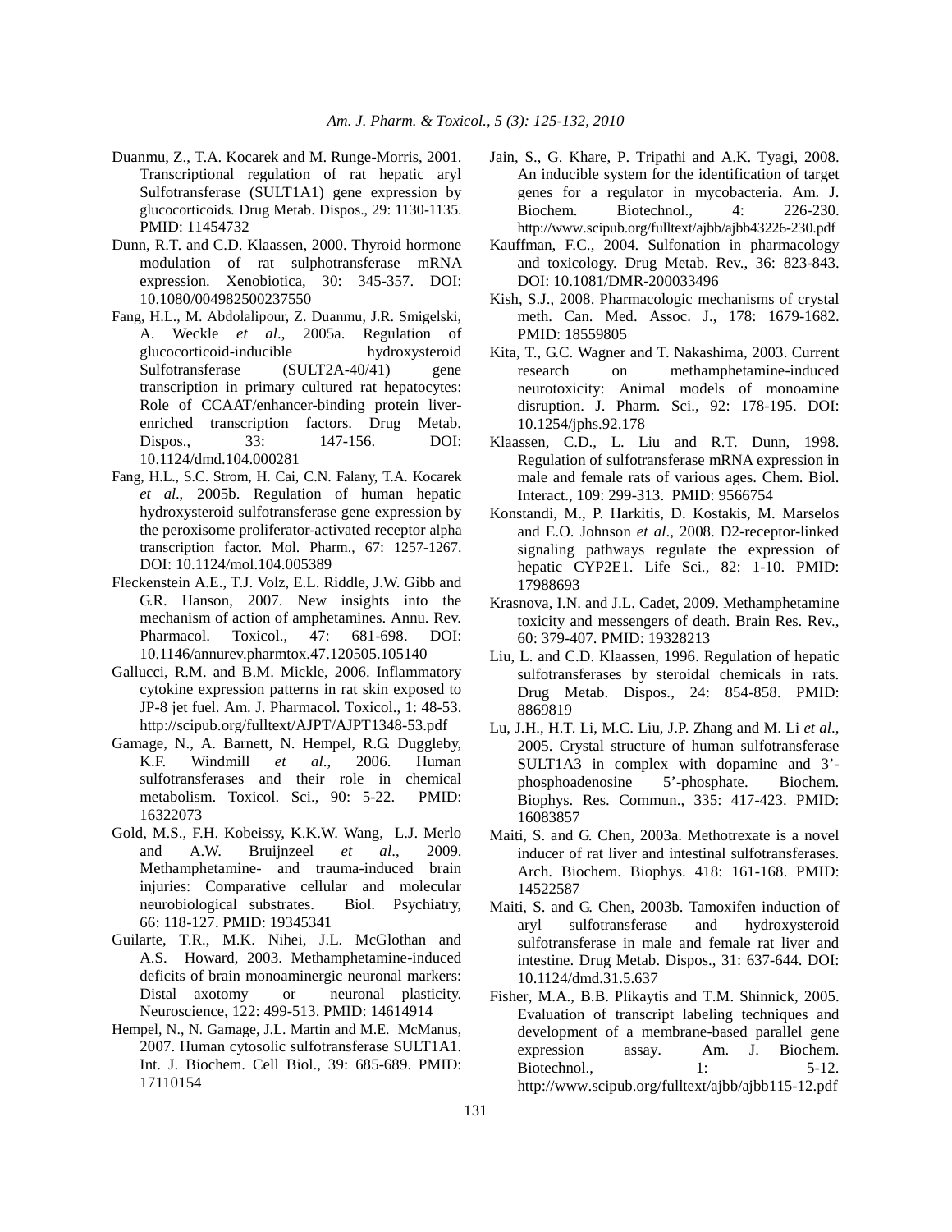Duanmu, Z., T.A. Kocarek and M. Runge-Morris, 2001. Transcriptional regulation of rat hepatic aryl Sulfotransferase (SULT1A1) gene expression by glucocorticoids. Drug Metab. Dispos., 29: 1130-1135. PMID: 11454732

Dunn, R.T. and C.D. Klaassen, 2000. Thyroid hormone modulation of rat sulphotransferase mRNA expression. Xenobiotica, 30: 345-357. DOI: 10.1080/004982500237550

Fang, H.L., M. Abdolalipour, Z. Duanmu, J.R. Smigelski, A. Weckle *et al*., 2005a. Regulation of glucocorticoid-inducible hydroxysteroid Sulfotransferase (SULT2A-40/41) gene transcription in primary cultured rat hepatocytes: Role of CCAAT/enhancer-binding protein liver-enriched transcription factors. Drug Metab. Dispos., 33: 147-156. DOI: 10.1124/dmd.104.000281

Fang, H.L., S.C. Strom, H. Cai, C.N. Falany, T.A. Kocarek *et al*., 2005b. Regulation of human hepatic hydroxysteroid sulfotransferase gene expression by the peroxisome proliferator-activated receptor alpha transcription factor. Mol. Pharm., 67: 1257-1267. DOI: 10.1124/mol.104.005389

Fleckenstein A.E., T.J. Volz, E.L. Riddle, J.W. Gibb and G.R. Hanson, 2007. New insights into the mechanism of action of amphetamines. Annu. Rev. Pharmacol. Toxicol., 47: 681-698. DOI: 10.1146/annurev.pharmtox.47.120505.105140

Gallucci, R.M. and B.M. Mickle, 2006. Inflammatory cytokine expression patterns in rat skin exposed to JP-8 jet fuel. Am. J. Pharmacol. Toxicol., 1: 48-53. http://scipub.org/fulltext/AJPT/AJPT1348-53.pdf

Gamage, N., A. Barnett, N. Hempel, R.G. Duggleby, K.F. Windmill *et al*., 2006. Human sulfotransferases and their role in chemical metabolism. Toxicol. Sci., 90: 5-22. PMID: 16322073

Gold, M.S., F.H. Kobeissy, K.K.W. Wang, L.J. Merlo and A.W. Bruijnzeel *et al*., 2009. Methamphetamine- and trauma-induced brain injuries: Comparative cellular and molecular neurobiological substrates. Biol. Psychiatry, 66: 118-127. PMID: 19345341

Guilarte, T.R., M.K. Nihei, J.L. McGlothan and A.S. Howard, 2003. Methamphetamine-induced deficits of brain monoaminergic neuronal markers: Distal axotomy or neuronal plasticity. Neuroscience, 122: 499-513. PMID: 14614914

Hempel, N., N. Gamage, J.L. Martin and M.E. McManus, 2007. Human cytosolic sulfotransferase SULT1A1. Int. J. Biochem. Cell Biol., 39: 685-689. PMID: 17110154

Jain, S., G. Khare, P. Tripathi and A.K. Tyagi, 2008. An inducible system for the identification of target genes for a regulator in mycobacteria. Am. J. Biochem. Biotechnol., 4: 226-230. http://www.scipub.org/fulltext/ajbb/ajbb43226-230.pdf

Kauffman, F.C., 2004. Sulfonation in pharmacology and toxicology. Drug Metab. Rev., 36: 823-843. DOI: 10.1081/DMR-200033496

Kish, S.J., 2008. Pharmacologic mechanisms of crystal meth. Can. Med. Assoc. J., 178: 1679-1682. PMID: 18559805

Kita, T., G.C. Wagner and T. Nakashima, 2003. Current research on methamphetamine-induced neurotoxicity: Animal models of monoamine disruption. J. Pharm. Sci., 92: 178-195. DOI: 10.1254/jphs.92.178

Klaassen, C.D., L. Liu and R.T. Dunn, 1998. Regulation of sulfotransferase mRNA expression in male and female rats of various ages. Chem. Biol. Interact., 109: 299-313. PMID: 9566754

Konstandi, M., P. Harkitis, D. Kostakis, M. Marselos and E.O. Johnson *et al*., 2008. D2-receptor-linked signaling pathways regulate the expression of hepatic CYP2E1. Life Sci., 82: 1-10. PMID: 17988693

Krasnova, I.N. and J.L. Cadet, 2009. Methamphetamine toxicity and messengers of death. Brain Res. Rev., 60: 379-407. PMID: 19328213

Liu, L. and C.D. Klaassen, 1996. Regulation of hepatic sulfotransferases by steroidal chemicals in rats. Drug Metab. Dispos., 24: 854-858. PMID: 8869819

Lu, J.H., H.T. Li, M.C. Liu, J.P. Zhang and M. Li *et al*., 2005. Crystal structure of human sulfotransferase SULT1A3 in complex with dopamine and 3'-phosphoadenosine 5'-phosphate. Biochem. Biophys. Res. Commun., 335: 417-423. PMID: 16083857

Maiti, S. and G. Chen, 2003a. Methotrexate is a novel inducer of rat liver and intestinal sulfotransferases. Arch. Biochem. Biophys. 418: 161-168. PMID: 14522587

Maiti, S. and G. Chen, 2003b. Tamoxifen induction of aryl sulfotransferase and hydroxysteroid sulfotransferase in male and female rat liver and intestine. Drug Metab. Dispos., 31: 637-644. DOI: 10.1124/dmd.31.5.637

Fisher, M.A., B.B. Plikaytis and T.M. Shinnick, 2005. Evaluation of transcript labeling techniques and development of a membrane-based parallel gene expression assay. Am. J. Biochem. Biotechnol., 1: 5-12. http://www.scipub.org/fulltext/ajbb/ajbb115-12.pdf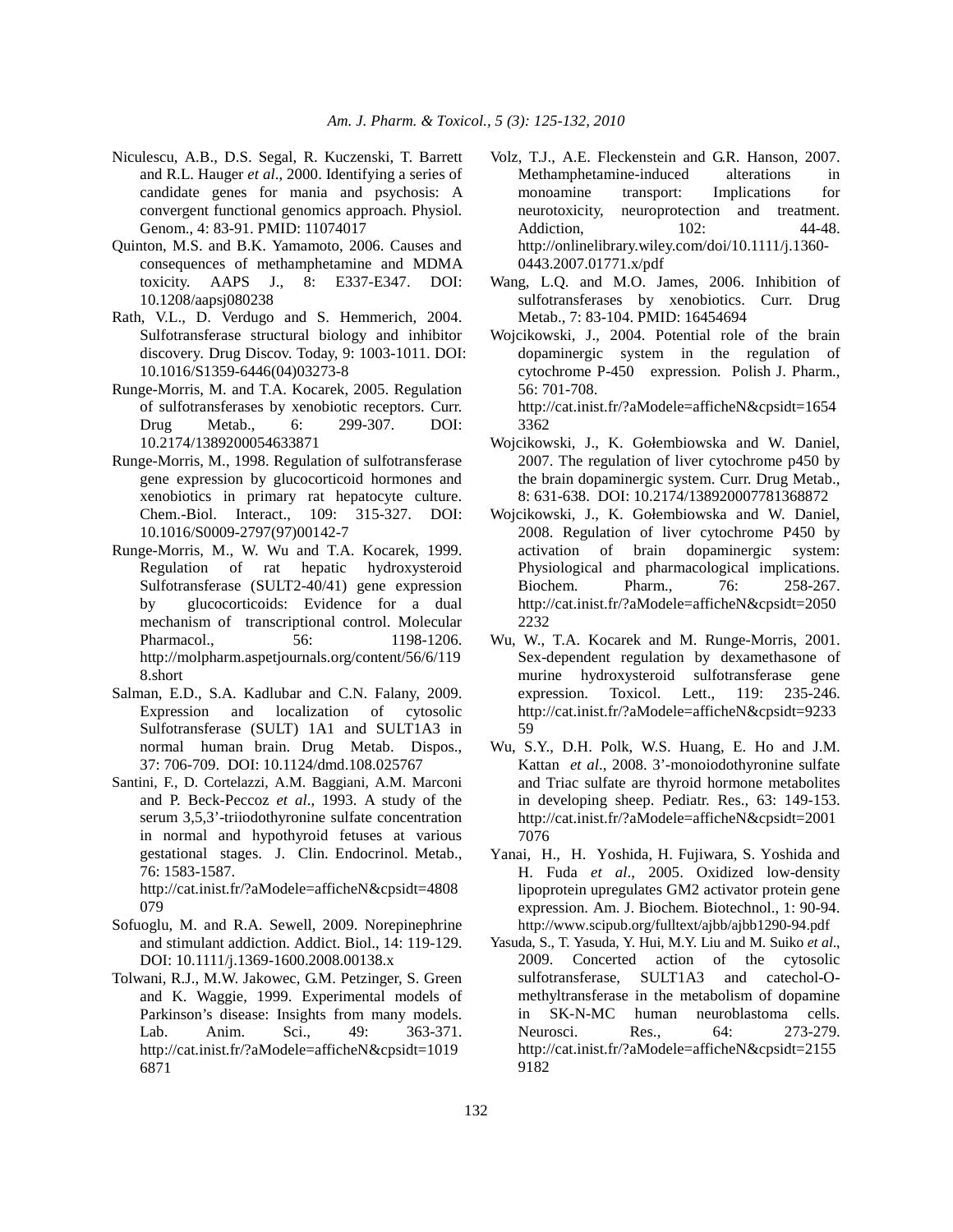Niculescu, A.B., D.S. Segal, R. Kuczenski, T. Barrett and R.L. Hauger *et al*., 2000. Identifying a series of candidate genes for mania and psychosis: A convergent functional genomics approach. Physiol. Genom., 4: 83-91. PMID: 11074017

Quinton, M.S. and B.K. Yamamoto, 2006. Causes and consequences of methamphetamine and MDMA toxicity. AAPS J., 8: E337-E347. DOI: 10.1208/aapsj080238

Rath, V.L., D. Verdugo and S. Hemmerich, 2004. Sulfotransferase structural biology and inhibitor discovery. Drug Discov. Today, 9: 1003-1011. DOI: 10.1016/S1359-6446(04)03273-8

Runge-Morris, M. and T.A. Kocarek, 2005. Regulation of sulfotransferases by xenobiotic receptors. Curr. Drug Metab., 6: 299-307. DOI: 10.2174/1389200054633871

Runge-Morris, M., 1998. Regulation of sulfotransferase gene expression by glucocorticoid hormones and xenobiotics in primary rat hepatocyte culture. Chem.-Biol. Interact., 109: 315-327. DOI: 10.1016/S0009-2797(97)00142-7

Runge-Morris, M., W. Wu and T.A. Kocarek, 1999. Regulation of rat hepatic hydroxysteroid Sulfotransferase (SULT2-40/41) gene expression by glucocorticoids: Evidence for a dual mechanism of transcriptional control. Molecular Pharmacol., 56: 1198-1206. http://molpharm.aspetjournals.org/content/56/6/1198.short

Salman, E.D., S.A. Kadlubar and C.N. Falany, 2009. Expression and localization of cytosolic Sulfotransferase (SULT) 1A1 and SULT1A3 in normal human brain. Drug Metab. Dispos., 37: 706-709. DOI: 10.1124/dmd.108.025767

Santini, F., D. Cortelazzi, A.M. Baggiani, A.M. Marconi and P. Beck-Peccoz *et al*., 1993. A study of the serum 3,5,3'-triiodothyronine sulfate concentration in normal and hypothyroid fetuses at various gestational stages. J. Clin. Endocrinol. Metab., 76: 1583-1587. http://cat.inist.fr/?aModele=afficheN&cpsidt=4808079

Sofuoglu, M. and R.A. Sewell, 2009. Norepinephrine and stimulant addiction. Addict. Biol., 14: 119-129. DOI: 10.1111/j.1369-1600.2008.00138.x

Tolwani, R.J., M.W. Jakowec, G.M. Petzinger, S. Green and K. Waggie, 1999. Experimental models of Parkinson's disease: Insights from many models. Lab. Anim. Sci., 49: 363-371. http://cat.inist.fr/?aModele=afficheN&cpsidt=10196871

Volz, T.J., A.E. Fleckenstein and G.R. Hanson, 2007. Methamphetamine-induced alterations in monoamine transport: Implications for neurotoxicity, neuroprotection and treatment. Addiction, 102: 44-48. http://onlinelibrary.wiley.com/doi/10.1111/j.1360-0443.2007.01771.x/pdf

Wang, L.Q. and M.O. James, 2006. Inhibition of sulfotransferases by xenobiotics. Curr. Drug Metab., 7: 83-104. PMID: 16454694

Wojcikowski, J., 2004. Potential role of the brain dopaminergic system in the regulation of cytochrome P-450 expression. Polish J. Pharm., 56: 701-708. http://cat.inist.fr/?aModele=afficheN&cpsidt=16543362

Wojcikowski, J., K. Gołembiowska and W. Daniel, 2007. The regulation of liver cytochrome p450 by the brain dopaminergic system. Curr. Drug Metab., 8: 631-638. DOI: 10.2174/138920007781368872

Wojcikowski, J., K. Gołembiowska and W. Daniel, 2008. Regulation of liver cytochrome P450 by activation of brain dopaminergic system: Physiological and pharmacological implications. Biochem. Pharm., 76: 258-267. http://cat.inist.fr/?aModele=afficheN&cpsidt=20502232

Wu, W., T.A. Kocarek and M. Runge-Morris, 2001. Sex-dependent regulation by dexamethasone of murine hydroxysteroid sulfotransferase gene expression. Toxicol. Lett., 119: 235-246. http://cat.inist.fr/?aModele=afficheN&cpsidt=923359

Wu, S.Y., D.H. Polk, W.S. Huang, E. Ho and J.M. Kattan *et al*., 2008. 3'-monoiodothyronine sulfate and Triac sulfate are thyroid hormone metabolites in developing sheep. Pediatr. Res., 63: 149-153. http://cat.inist.fr/?aModele=afficheN&cpsidt=20017076

Yanai, H., H. Yoshida, H. Fujiwara, S. Yoshida and H. Fuda *et al*., 2005. Oxidized low-density lipoprotein upregulates GM2 activator protein gene expression. Am. J. Biochem. Biotechnol., 1: 90-94. http://www.scipub.org/fulltext/ajbb/ajbb1290-94.pdf

Yasuda, S., T. Yasuda, Y. Hui, M.Y. Liu and M. Suiko *et al*., 2009. Concerted action of the cytosolic sulfotransferase, SULT1A3 and catechol-O-methyltransferase in the metabolism of dopamine in SK-N-MC human neuroblastoma cells. Neurosci. Res., 64: 273-279. http://cat.inist.fr/?aModele=afficheN&cpsidt=21559182